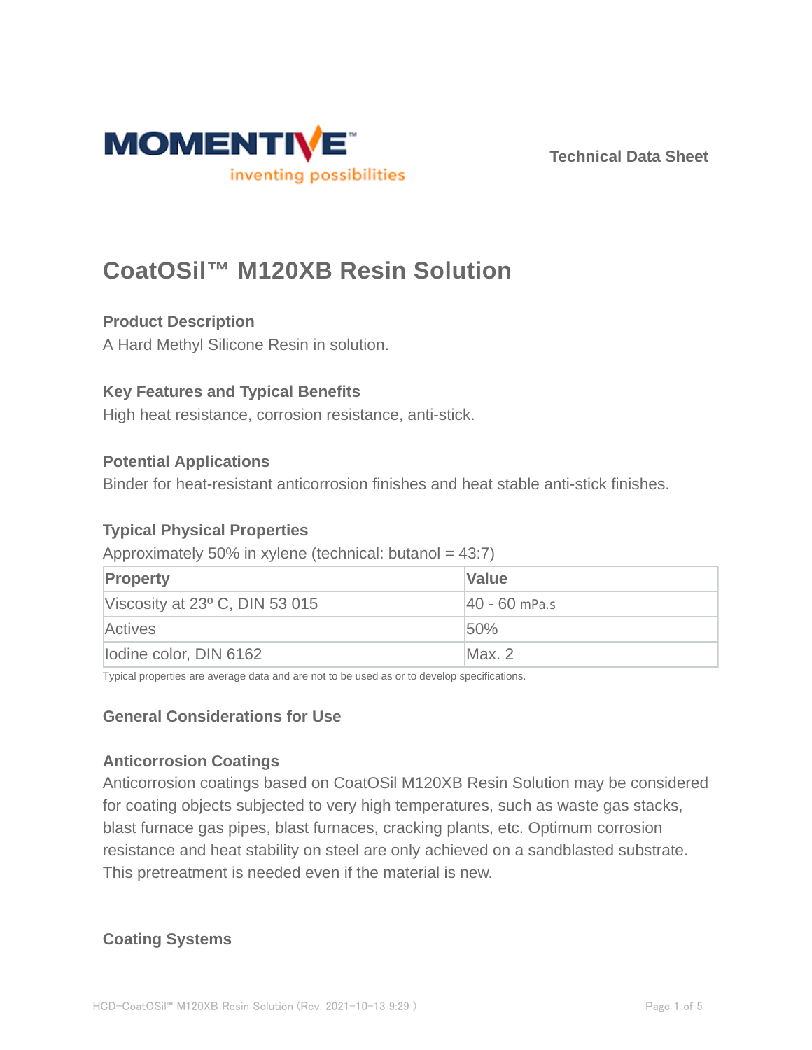MOMENTIVE™
inventing possibilities

Technical Data Sheet

# CoatOSil™ M120XB Resin Solution

### Product Description

A Hard Methyl Silicone Resin in solution.

### Key Features and Typical Benefits

High heat resistance, corrosion resistance, anti-stick.

### Potential Applications

Binder for heat-resistant anticorrosion finishes and heat stable anti-stick finishes.

### Typical Physical Properties

Approximately 50% in xylene (technical: butanol = 43:7)

| Property | Value |
| --- | --- |
| Viscosity at 23º C, DIN 53 015 | 40 - 60 mPa.s |
| Actives | 50% |
| Iodine color, DIN 6162 | Max. 2 |

Typical properties are average data and are not to be used as or to develop specifications.

### General Considerations for Use

### Anticorrosion Coatings

Anticorrosion coatings based on CoatOSil M120XB Resin Solution may be considered for coating objects subjected to very high temperatures, such as waste gas stacks, blast furnace gas pipes, blast furnaces, cracking plants, etc. Optimum corrosion resistance and heat stability on steel are only achieved on a sandblasted substrate. This pretreatment is needed even if the material is new.

### Coating Systems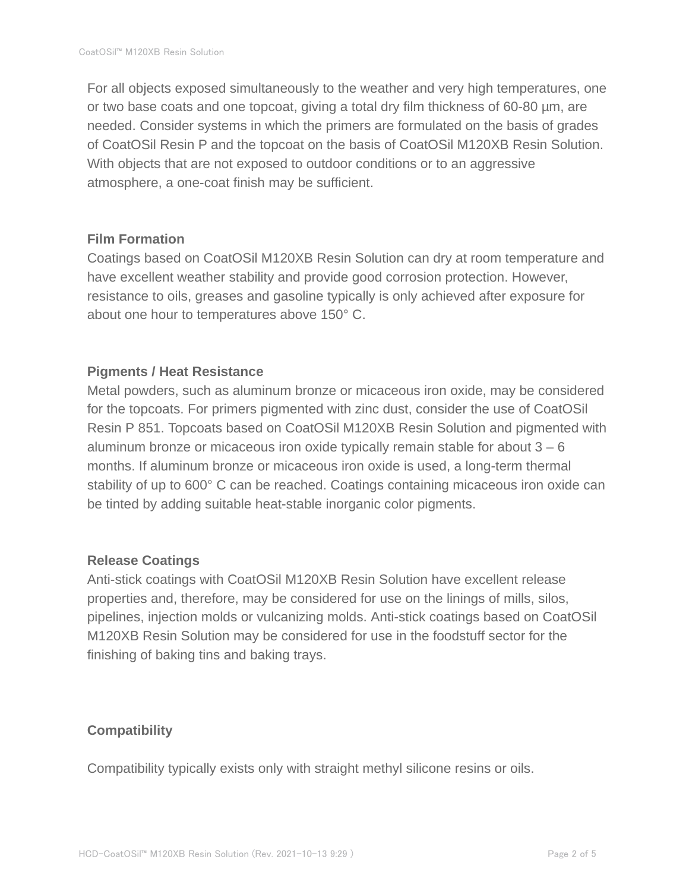For all objects exposed simultaneously to the weather and very high temperatures, one or two base coats and one topcoat, giving a total dry film thickness of 60-80 µm, are needed. Consider systems in which the primers are formulated on the basis of grades of CoatOSil Resin P and the topcoat on the basis of CoatOSil M120XB Resin Solution. With objects that are not exposed to outdoor conditions or to an aggressive atmosphere, a one-coat finish may be sufficient.

## Film Formation

Coatings based on CoatOSil M120XB Resin Solution can dry at room temperature and have excellent weather stability and provide good corrosion protection. However, resistance to oils, greases and gasoline typically is only achieved after exposure for about one hour to temperatures above 150° C.

## Pigments / Heat Resistance

Metal powders, such as aluminum bronze or micaceous iron oxide, may be considered for the topcoats. For primers pigmented with zinc dust, consider the use of CoatOSil Resin P 851. Topcoats based on CoatOSil M120XB Resin Solution and pigmented with aluminum bronze or micaceous iron oxide typically remain stable for about 3 – 6 months. If aluminum bronze or micaceous iron oxide is used, a long-term thermal stability of up to 600° C can be reached. Coatings containing micaceous iron oxide can be tinted by adding suitable heat-stable inorganic color pigments.

## Release Coatings

Anti-stick coatings with CoatOSil M120XB Resin Solution have excellent release properties and, therefore, may be considered for use on the linings of mills, silos, pipelines, injection molds or vulcanizing molds. Anti-stick coatings based on CoatOSil M120XB Resin Solution may be considered for use in the foodstuff sector for the finishing of baking tins and baking trays.

## Compatibility

Compatibility typically exists only with straight methyl silicone resins or oils.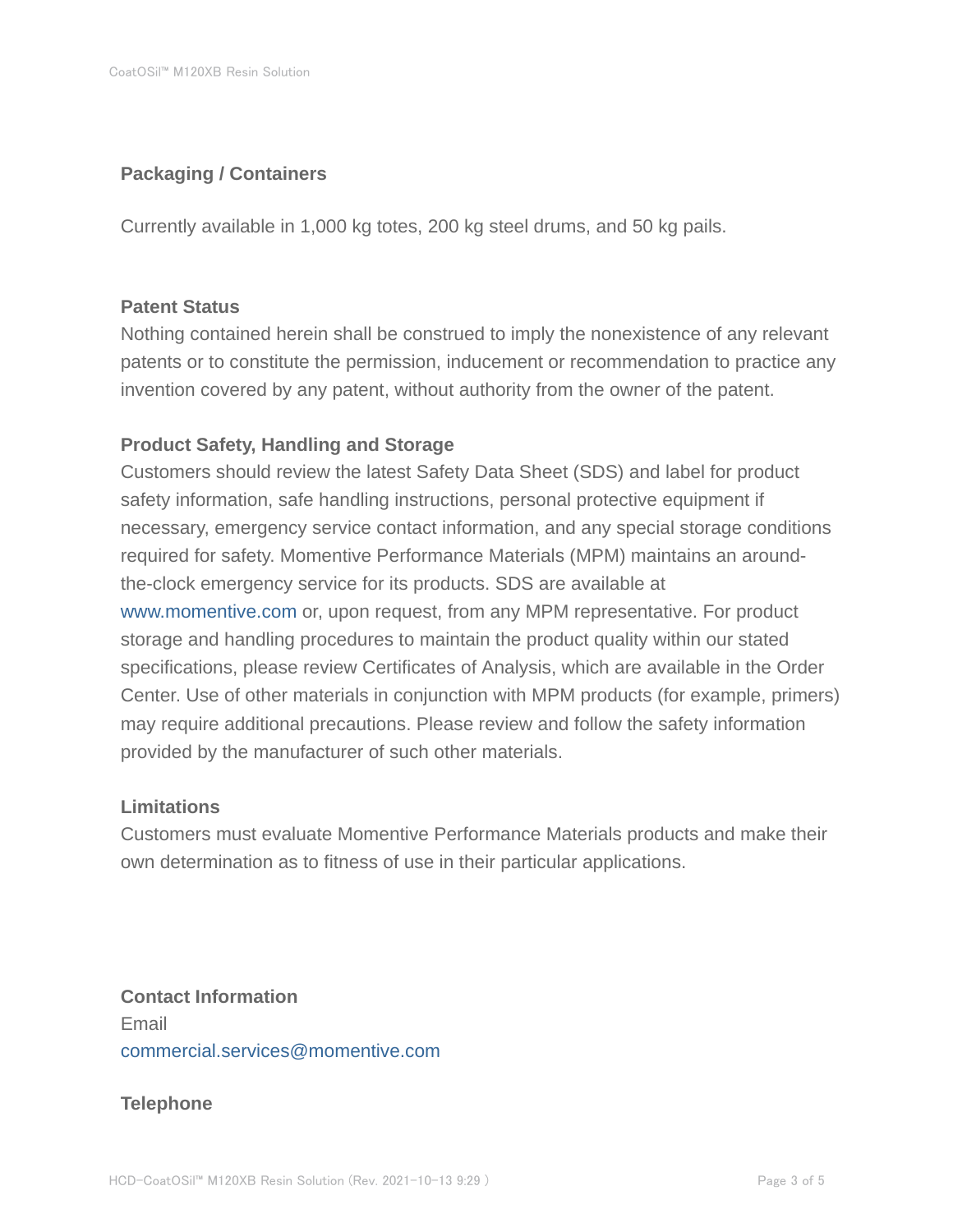## Packaging / Containers

Currently available in 1,000 kg totes, 200 kg steel drums, and 50 kg pails.

## Patent Status

Nothing contained herein shall be construed to imply the nonexistence of any relevant patents or to constitute the permission, inducement or recommendation to practice any invention covered by any patent, without authority from the owner of the patent.

## Product Safety, Handling and Storage

Customers should review the latest Safety Data Sheet (SDS) and label for product safety information, safe handling instructions, personal protective equipment if necessary, emergency service contact information, and any special storage conditions required for safety. Momentive Performance Materials (MPM) maintains an around-the-clock emergency service for its products. SDS are available at www.momentive.com or, upon request, from any MPM representative. For product storage and handling procedures to maintain the product quality within our stated specifications, please review Certificates of Analysis, which are available in the Order Center. Use of other materials in conjunction with MPM products (for example, primers) may require additional precautions. Please review and follow the safety information provided by the manufacturer of such other materials.

## Limitations

Customers must evaluate Momentive Performance Materials products and make their own determination as to fitness of use in their particular applications.

## Contact Information

Email

commercial.services@momentive.com

## Telephone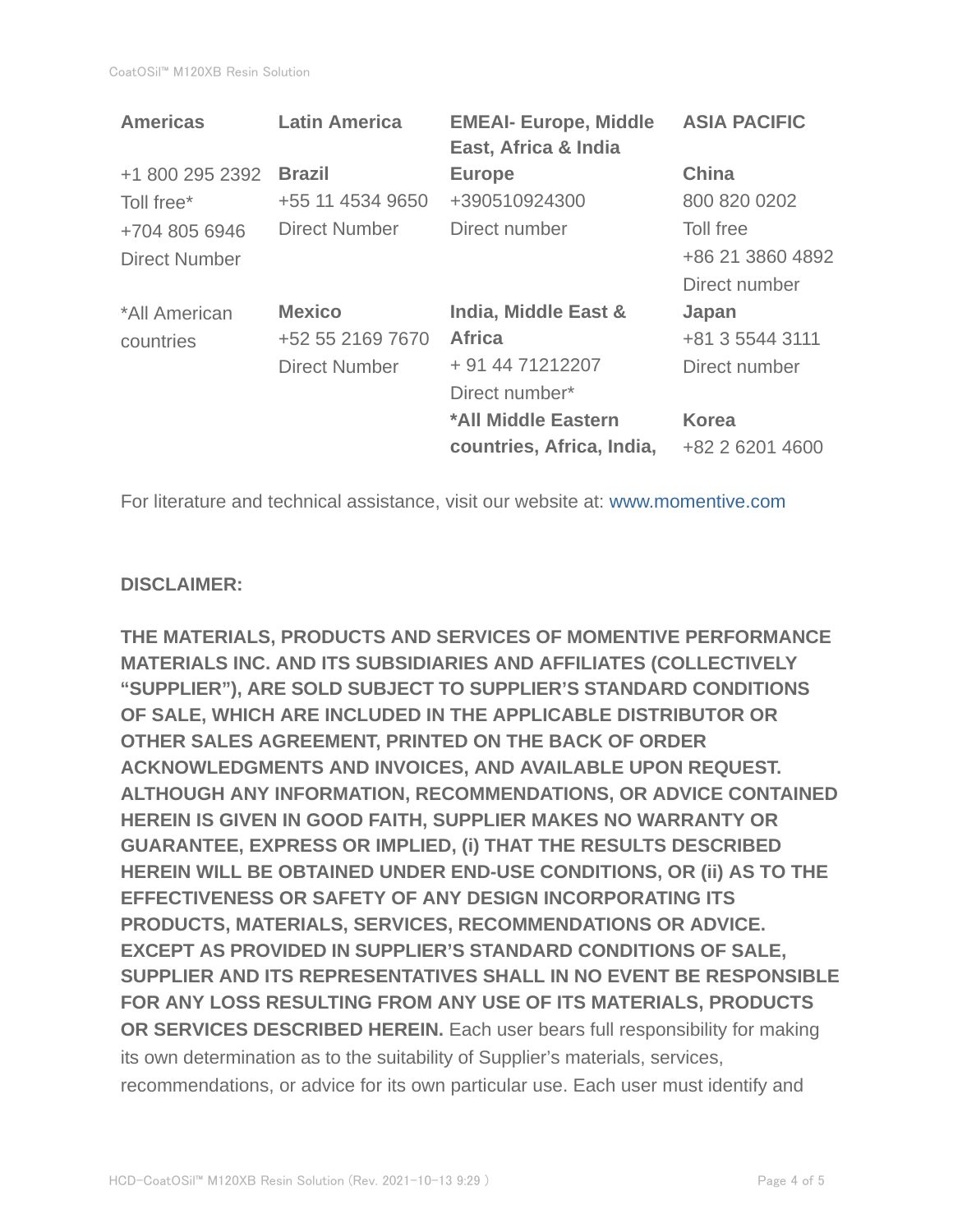| **Americas** | **Latin America** | **EMEAI- Europe, Middle East, Africa & India** | **ASIA PACIFIC** |
|---|---|---|---|
| +1 800 295 2392<br>Toll free*<br>+704 805 6946<br>Direct Number | **Brazil**<br>+55 11 4534 9650<br>Direct Number | **Europe**<br>+390510924300<br>Direct number | **China**<br>800 820 0202<br>Toll free<br>+86 21 3860 4892<br>Direct number |
| *All American countries | **Mexico**<br>+52 55 2169 7670<br>Direct Number | **India, Middle East & Africa**<br>+ 91 44 71212207<br>Direct number*<br>**\*All Middle Eastern countries, Africa, India,** | **Japan**<br>+81 3 5544 3111<br>Direct number<br><br>**Korea**<br>+82 2 6201 4600 |

For literature and technical assistance, visit our website at: www.momentive.com

**DISCLAIMER:**

**THE MATERIALS, PRODUCTS AND SERVICES OF MOMENTIVE PERFORMANCE MATERIALS INC. AND ITS SUBSIDIARIES AND AFFILIATES (COLLECTIVELY "SUPPLIER"), ARE SOLD SUBJECT TO SUPPLIER'S STANDARD CONDITIONS OF SALE, WHICH ARE INCLUDED IN THE APPLICABLE DISTRIBUTOR OR OTHER SALES AGREEMENT, PRINTED ON THE BACK OF ORDER ACKNOWLEDGMENTS AND INVOICES, AND AVAILABLE UPON REQUEST. ALTHOUGH ANY INFORMATION, RECOMMENDATIONS, OR ADVICE CONTAINED HEREIN IS GIVEN IN GOOD FAITH, SUPPLIER MAKES NO WARRANTY OR GUARANTEE, EXPRESS OR IMPLIED, (i) THAT THE RESULTS DESCRIBED HEREIN WILL BE OBTAINED UNDER END-USE CONDITIONS, OR (ii) AS TO THE EFFECTIVENESS OR SAFETY OF ANY DESIGN INCORPORATING ITS PRODUCTS, MATERIALS, SERVICES, RECOMMENDATIONS OR ADVICE. EXCEPT AS PROVIDED IN SUPPLIER'S STANDARD CONDITIONS OF SALE, SUPPLIER AND ITS REPRESENTATIVES SHALL IN NO EVENT BE RESPONSIBLE FOR ANY LOSS RESULTING FROM ANY USE OF ITS MATERIALS, PRODUCTS OR SERVICES DESCRIBED HEREIN.** Each user bears full responsibility for making its own determination as to the suitability of Supplier's materials, services, recommendations, or advice for its own particular use. Each user must identify and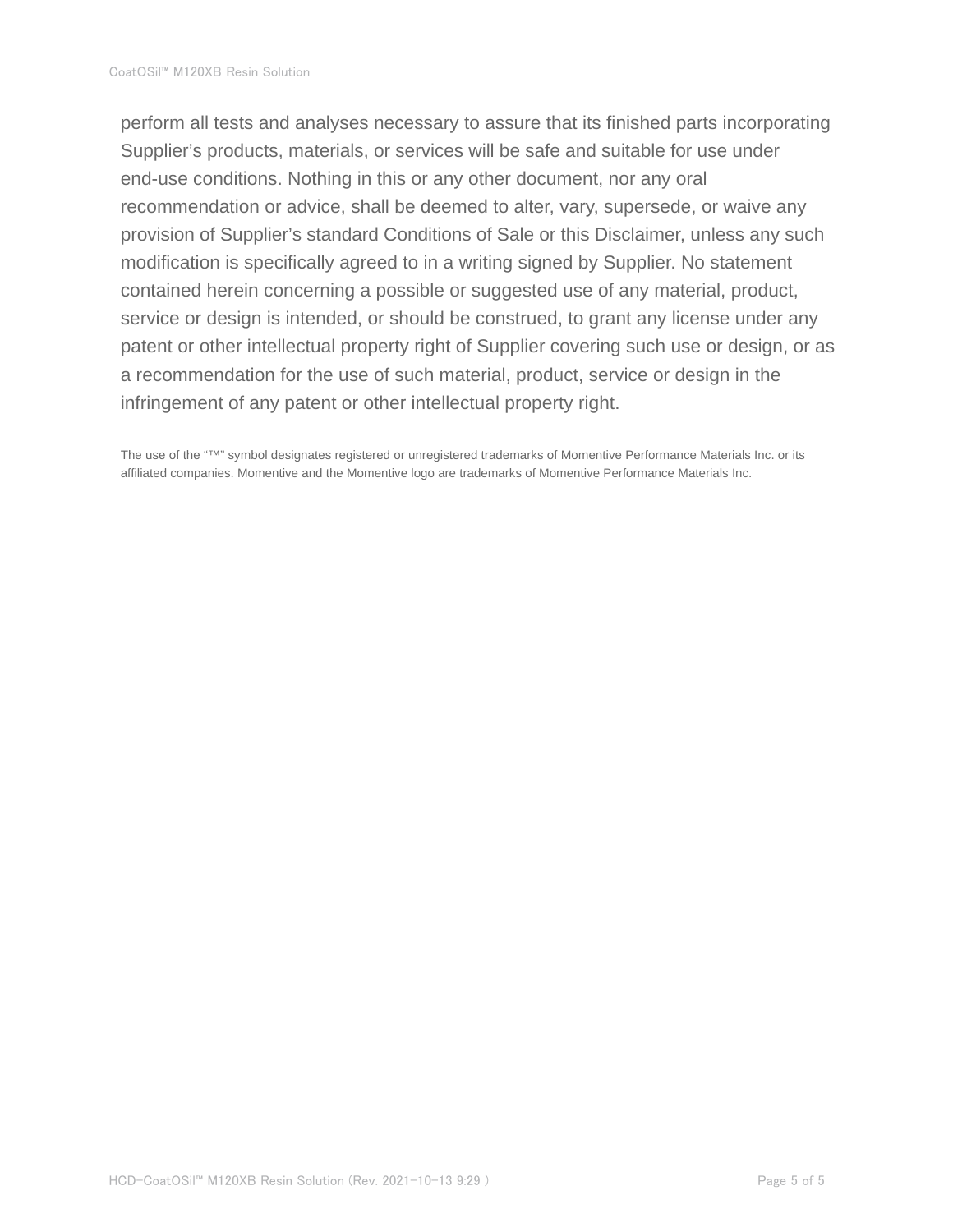perform all tests and analyses necessary to assure that its finished parts incorporating Supplier's products, materials, or services will be safe and suitable for use under end-use conditions. Nothing in this or any other document, nor any oral recommendation or advice, shall be deemed to alter, vary, supersede, or waive any provision of Supplier's standard Conditions of Sale or this Disclaimer, unless any such modification is specifically agreed to in a writing signed by Supplier. No statement contained herein concerning a possible or suggested use of any material, product, service or design is intended, or should be construed, to grant any license under any patent or other intellectual property right of Supplier covering such use or design, or as a recommendation for the use of such material, product, service or design in the infringement of any patent or other intellectual property right.

The use of the "™" symbol designates registered or unregistered trademarks of Momentive Performance Materials Inc. or its affiliated companies. Momentive and the Momentive logo are trademarks of Momentive Performance Materials Inc.